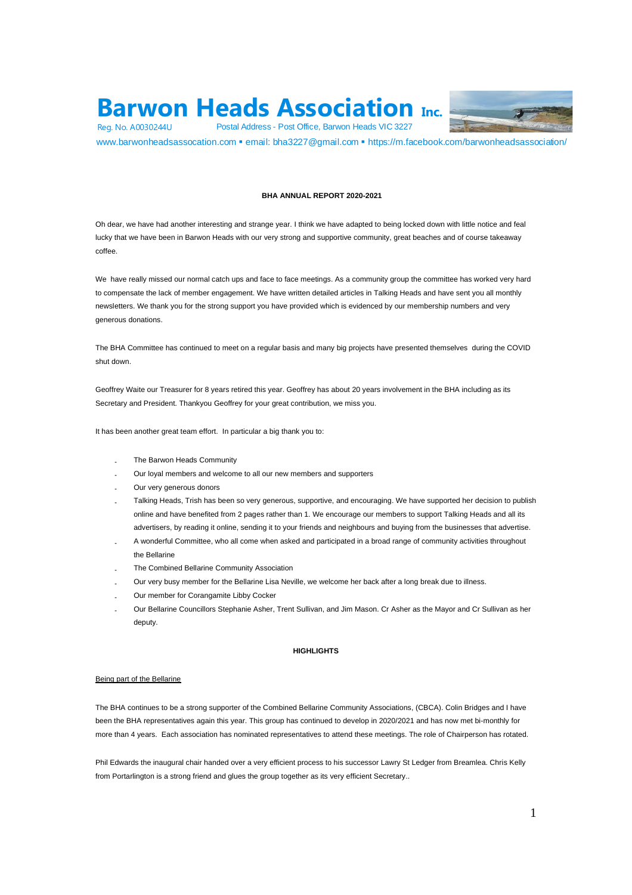# Barwon Heads Association Inc.

Reg. No. A0030244U Postal Address - Post Office, Barwon Heads VIC 3227

www.barwonheadsassocation.com ▪ email: bha3227@gmail.com ▪ https://m.facebook.com/barwonheadsassociation/

**BHA ANNUAL REPORT 2020-2021**

Oh dear, we have had another interesting and strange year. I think we have adapted to being locked down with little notice and feal lucky that we have been in Barwon Heads with our very strong and supportive community, great beaches and of course takeaway coffee.

We have really missed our normal catch ups and face to face meetings. As a community group the committee has worked very hard to compensate the lack of member engagement. We have written detailed articles in Talking Heads and have sent you all monthly newsletters. We thank you for the strong support you have provided which is evidenced by our membership numbers and very generous donations.

The BHA Committee has continued to meet on a regular basis and many big projects have presented themselves during the COVID shut down.

Geoffrey Waite our Treasurer for 8 years retired this year. Geoffrey has about 20 years involvement in the BHA including as its Secretary and President. Thankyou Geoffrey for your great contribution, we miss you.

It has been another great team effort. In particular a big thank you to:

- The Barwon Heads Community
- Our loyal members and welcome to all our new members and supporters
- Our very generous donors
- Talking Heads, Trish has been so very generous, supportive, and encouraging. We have supported her decision to publish online and have benefited from 2 pages rather than 1. We encourage our members to support Talking Heads and all its advertisers, by reading it online, sending it to your friends and neighbours and buying from the businesses that advertise.
- A wonderful Committee, who all come when asked and participated in a broad range of community activities throughout the Bellarine
- The Combined Bellarine Community Association
- Our very busy member for the Bellarine Lisa Neville, we welcome her back after a long break due to illness.
- Our member for Corangamite Libby Cocker
- Our Bellarine Councillors Stephanie Asher, Trent Sullivan, and Jim Mason. Cr Asher as the Mayor and Cr Sullivan as her deputy.

**HIGHLIGHTS**

Being part of the Bellarine

The BHA continues to be a strong supporter of the Combined Bellarine Community Associations, (CBCA). Colin Bridges and I have been the BHA representatives again this year. This group has continued to develop in 2020/2021 and has now met bi-monthly for more than 4 years. Each association has nominated representatives to attend these meetings. The role of Chairperson has rotated.

Phil Edwards the inaugural chair handed over a very efficient process to his successor Lawry St Ledger from Breamlea. Chris Kelly from Portarlington is a strong friend and glues the group together as its very efficient Secretary..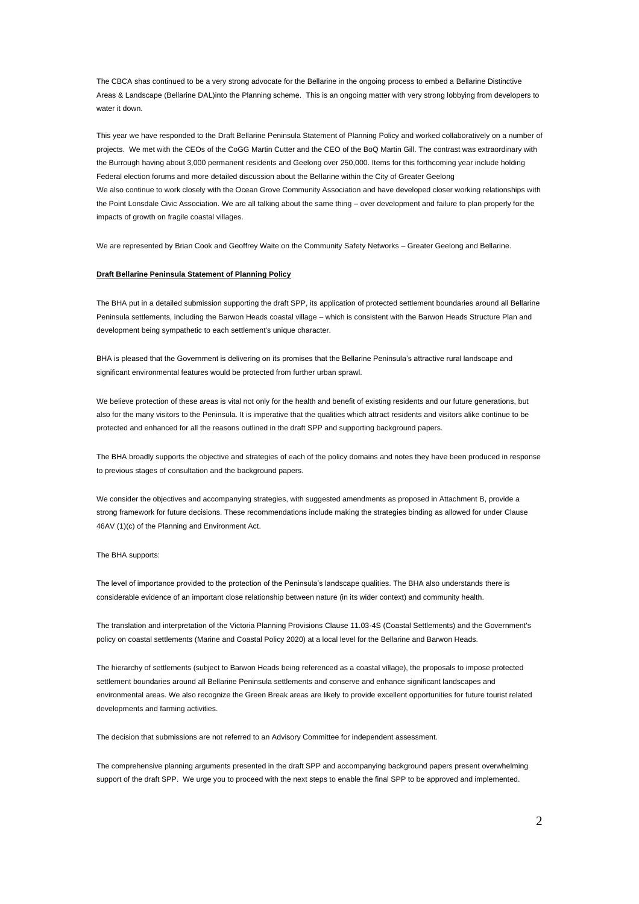The CBCA shas continued to be a very strong advocate for the Bellarine in the ongoing process to embed a Bellarine Distinctive Areas & Landscape (Bellarine DAL)into the Planning scheme. This is an ongoing matter with very strong lobbying from developers to water it down.

This year we have responded to the Draft Bellarine Peninsula Statement of Planning Policy and worked collaboratively on a number of projects. We met with the CEOs of the CoGG Martin Cutter and the CEO of the BoQ Martin Gill. The contrast was extraordinary with the Burrough having about 3,000 permanent residents and Geelong over 250,000. Items for this forthcoming year include holding Federal election forums and more detailed discussion about the Bellarine within the City of Greater Geelong
We also continue to work closely with the Ocean Grove Community Association and have developed closer working relationships with the Point Lonsdale Civic Association. We are all talking about the same thing – over development and failure to plan properly for the impacts of growth on fragile coastal villages.

We are represented by Brian Cook and Geoffrey Waite on the Community Safety Networks – Greater Geelong and Bellarine.

**Draft Bellarine Peninsula Statement of Planning Policy**

The BHA put in a detailed submission supporting the draft SPP, its application of protected settlement boundaries around all Bellarine Peninsula settlements, including the Barwon Heads coastal village – which is consistent with the Barwon Heads Structure Plan and development being sympathetic to each settlement's unique character.

BHA is pleased that the Government is delivering on its promises that the Bellarine Peninsula's attractive rural landscape and significant environmental features would be protected from further urban sprawl.

We believe protection of these areas is vital not only for the health and benefit of existing residents and our future generations, but also for the many visitors to the Peninsula. It is imperative that the qualities which attract residents and visitors alike continue to be protected and enhanced for all the reasons outlined in the draft SPP and supporting background papers.

The BHA broadly supports the objective and strategies of each of the policy domains and notes they have been produced in response to previous stages of consultation and the background papers.

We consider the objectives and accompanying strategies, with suggested amendments as proposed in Attachment B, provide a strong framework for future decisions. These recommendations include making the strategies binding as allowed for under Clause 46AV (1)(c) of the Planning and Environment Act.

The BHA supports:

The level of importance provided to the protection of the Peninsula's landscape qualities. The BHA also understands there is considerable evidence of an important close relationship between nature (in its wider context) and community health.

The translation and interpretation of the Victoria Planning Provisions Clause 11.03-4S (Coastal Settlements) and the Government's policy on coastal settlements (Marine and Coastal Policy 2020) at a local level for the Bellarine and Barwon Heads.

The hierarchy of settlements (subject to Barwon Heads being referenced as a coastal village), the proposals to impose protected settlement boundaries around all Bellarine Peninsula settlements and conserve and enhance significant landscapes and environmental areas. We also recognize the Green Break areas are likely to provide excellent opportunities for future tourist related developments and farming activities.

The decision that submissions are not referred to an Advisory Committee for independent assessment.

The comprehensive planning arguments presented in the draft SPP and accompanying background papers present overwhelming support of the draft SPP. We urge you to proceed with the next steps to enable the final SPP to be approved and implemented.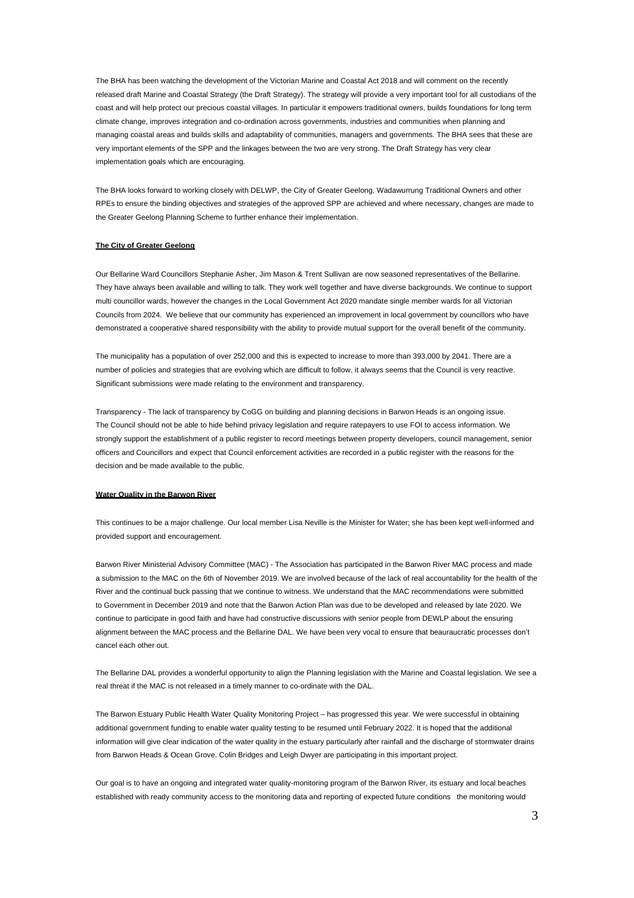The BHA has been watching the development of the Victorian Marine and Coastal Act 2018 and will comment on the recently released draft Marine and Coastal Strategy (the Draft Strategy). The strategy will provide a very important tool for all custodians of the coast and will help protect our precious coastal villages. In particular it empowers traditional owners, builds foundations for long term climate change, improves integration and co-ordination across governments, industries and communities when planning and managing coastal areas and builds skills and adaptability of communities, managers and governments. The BHA sees that these are very important elements of the SPP and the linkages between the two are very strong. The Draft Strategy has very clear implementation goals which are encouraging.

The BHA looks forward to working closely with DELWP, the City of Greater Geelong, Wadawurrung Traditional Owners and other RPEs to ensure the binding objectives and strategies of the approved SPP are achieved and where necessary, changes are made to the Greater Geelong Planning Scheme to further enhance their implementation.

**The City of Greater Geelong**

Our Bellarine Ward Councillors Stephanie Asher, Jim Mason & Trent Sullivan are now seasoned representatives of the Bellarine. They have always been available and willing to talk. They work well together and have diverse backgrounds. We continue to support multi councillor wards, however the changes in the Local Government Act 2020 mandate single member wards for all Victorian Councils from 2024. We believe that our community has experienced an improvement in local government by councillors who have demonstrated a cooperative shared responsibility with the ability to provide mutual support for the overall benefit of the community.

The municipality has a population of over 252,000 and this is expected to increase to more than 393,000 by 2041. There are a number of policies and strategies that are evolving which are difficult to follow, it always seems that the Council is very reactive. Significant submissions were made relating to the environment and transparency.

Transparency - The lack of transparency by CoGG on building and planning decisions in Barwon Heads is an ongoing issue. The Council should not be able to hide behind privacy legislation and require ratepayers to use FOI to access information. We strongly support the establishment of a public register to record meetings between property developers, council management, senior officers and Councillors and expect that Council enforcement activities are recorded in a public register with the reasons for the decision and be made available to the public.

**Water Quality in the Barwon River**

This continues to be a major challenge. Our local member Lisa Neville is the Minister for Water; she has been kept well-informed and provided support and encouragement.

Barwon River Ministerial Advisory Committee (MAC) - The Association has participated in the Barwon River MAC process and made a submission to the MAC on the 6th of November 2019. We are involved because of the lack of real accountability for the health of the River and the continual buck passing that we continue to witness. We understand that the MAC recommendations were submitted to Government in December 2019 and note that the Barwon Action Plan was due to be developed and released by late 2020. We continue to participate in good faith and have had constructive discussions with senior people from DEWLP about the ensuring alignment between the MAC process and the Bellarine DAL. We have been very vocal to ensure that beauraucratic processes don't cancel each other out.

The Bellarine DAL provides a wonderful opportunity to align the Planning legislation with the Marine and Coastal legislation. We see a real threat if the MAC is not released in a timely manner to co-ordinate with the DAL.

The Barwon Estuary Public Health Water Quality Monitoring Project – has progressed this year. We were successful in obtaining additional government funding to enable water quality testing to be resumed until February 2022. It is hoped that the additional information will give clear indication of the water quality in the estuary particularly after rainfall and the discharge of stormwater drains from Barwon Heads & Ocean Grove. Colin Bridges and Leigh Dwyer are participating in this important project.

Our goal is to have an ongoing and integrated water quality-monitoring program of the Barwon River, its estuary and local beaches established with ready community access to the monitoring data and reporting of expected future conditions the monitoring would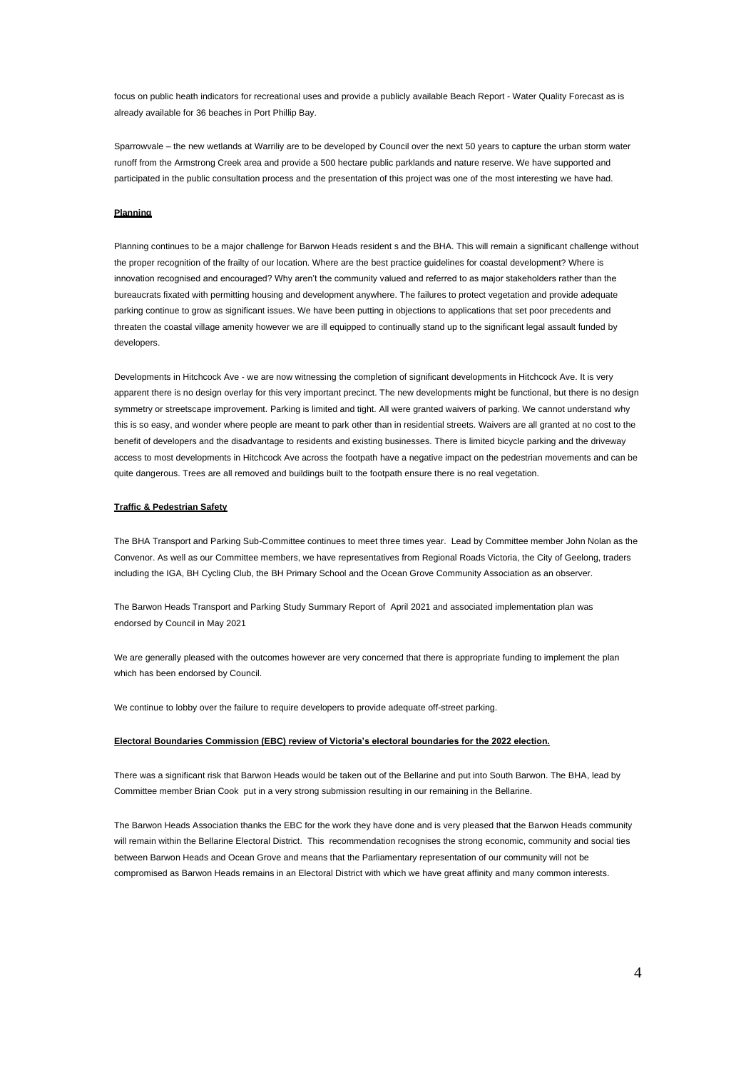focus on public heath indicators for recreational uses and provide a publicly available Beach Report - Water Quality Forecast as is already available for 36 beaches in Port Phillip Bay.

Sparrowvale – the new wetlands at Warriliy are to be developed by Council over the next 50 years to capture the urban storm water runoff from the Armstrong Creek area and provide a 500 hectare public parklands and nature reserve. We have supported and participated in the public consultation process and the presentation of this project was one of the most interesting we have had.

**Planning**

Planning continues to be a major challenge for Barwon Heads resident s and the BHA. This will remain a significant challenge without the proper recognition of the frailty of our location. Where are the best practice guidelines for coastal development? Where is innovation recognised and encouraged? Why aren't the community valued and referred to as major stakeholders rather than the bureaucrats fixated with permitting housing and development anywhere. The failures to protect vegetation and provide adequate parking continue to grow as significant issues. We have been putting in objections to applications that set poor precedents and threaten the coastal village amenity however we are ill equipped to continually stand up to the significant legal assault funded by developers.

Developments in Hitchcock Ave - we are now witnessing the completion of significant developments in Hitchcock Ave. It is very apparent there is no design overlay for this very important precinct. The new developments might be functional, but there is no design symmetry or streetscape improvement. Parking is limited and tight. All were granted waivers of parking. We cannot understand why this is so easy, and wonder where people are meant to park other than in residential streets. Waivers are all granted at no cost to the benefit of developers and the disadvantage to residents and existing businesses. There is limited bicycle parking and the driveway access to most developments in Hitchcock Ave across the footpath have a negative impact on the pedestrian movements and can be quite dangerous. Trees are all removed and buildings built to the footpath ensure there is no real vegetation.

**Traffic & Pedestrian Safety**

The BHA Transport and Parking Sub-Committee continues to meet three times year. Lead by Committee member John Nolan as the Convenor. As well as our Committee members, we have representatives from Regional Roads Victoria, the City of Geelong, traders including the IGA, BH Cycling Club, the BH Primary School and the Ocean Grove Community Association as an observer.

The Barwon Heads Transport and Parking Study Summary Report of April 2021 and associated implementation plan was endorsed by Council in May 2021

We are generally pleased with the outcomes however are very concerned that there is appropriate funding to implement the plan which has been endorsed by Council.

We continue to lobby over the failure to require developers to provide adequate off-street parking.

**Electoral Boundaries Commission (EBC) review of Victoria's electoral boundaries for the 2022 election.**

There was a significant risk that Barwon Heads would be taken out of the Bellarine and put into South Barwon. The BHA, lead by Committee member Brian Cook put in a very strong submission resulting in our remaining in the Bellarine.

The Barwon Heads Association thanks the EBC for the work they have done and is very pleased that the Barwon Heads community will remain within the Bellarine Electoral District. This recommendation recognises the strong economic, community and social ties between Barwon Heads and Ocean Grove and means that the Parliamentary representation of our community will not be compromised as Barwon Heads remains in an Electoral District with which we have great affinity and many common interests.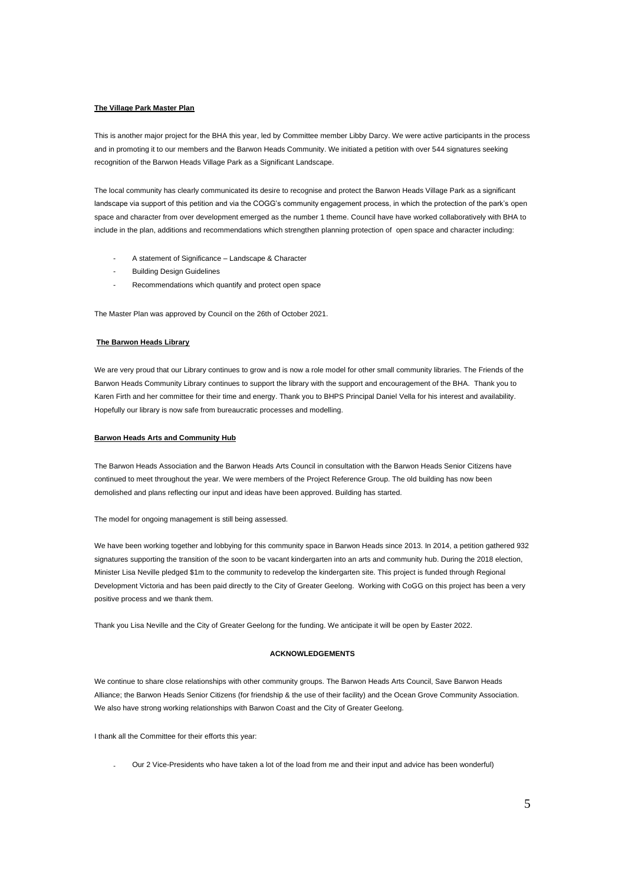**The Village Park Master Plan**

This is another major project for the BHA this year, led by Committee member Libby Darcy. We were active participants in the process and in promoting it to our members and the Barwon Heads Community. We initiated a petition with over 544 signatures seeking recognition of the Barwon Heads Village Park as a Significant Landscape.

The local community has clearly communicated its desire to recognise and protect the Barwon Heads Village Park as a significant landscape via support of this petition and via the COGG's community engagement process, in which the protection of the park's open space and character from over development emerged as the number 1 theme. Council have have worked collaboratively with BHA to include in the plan, additions and recommendations which strengthen planning protection of open space and character including:

- A statement of Significance – Landscape & Character
- Building Design Guidelines
- Recommendations which quantify and protect open space

The Master Plan was approved by Council on the 26th of October 2021.

**The Barwon Heads Library**

We are very proud that our Library continues to grow and is now a role model for other small community libraries. The Friends of the Barwon Heads Community Library continues to support the library with the support and encouragement of the BHA. Thank you to Karen Firth and her committee for their time and energy. Thank you to BHPS Principal Daniel Vella for his interest and availability. Hopefully our library is now safe from bureaucratic processes and modelling.

**Barwon Heads Arts and Community Hub**

The Barwon Heads Association and the Barwon Heads Arts Council in consultation with the Barwon Heads Senior Citizens have continued to meet throughout the year. We were members of the Project Reference Group. The old building has now been demolished and plans reflecting our input and ideas have been approved. Building has started.

The model for ongoing management is still being assessed.

We have been working together and lobbying for this community space in Barwon Heads since 2013. In 2014, a petition gathered 932 signatures supporting the transition of the soon to be vacant kindergarten into an arts and community hub. During the 2018 election, Minister Lisa Neville pledged $1m to the community to redevelop the kindergarten site. This project is funded through Regional Development Victoria and has been paid directly to the City of Greater Geelong. Working with CoGG on this project has been a very positive process and we thank them.

Thank you Lisa Neville and the City of Greater Geelong for the funding. We anticipate it will be open by Easter 2022.

**ACKNOWLEDGEMENTS**

We continue to share close relationships with other community groups. The Barwon Heads Arts Council, Save Barwon Heads Alliance; the Barwon Heads Senior Citizens (for friendship & the use of their facility) and the Ocean Grove Community Association. We also have strong working relationships with Barwon Coast and the City of Greater Geelong.

I thank all the Committee for their efforts this year:

- Our 2 Vice-Presidents who have taken a lot of the load from me and their input and advice has been wonderful)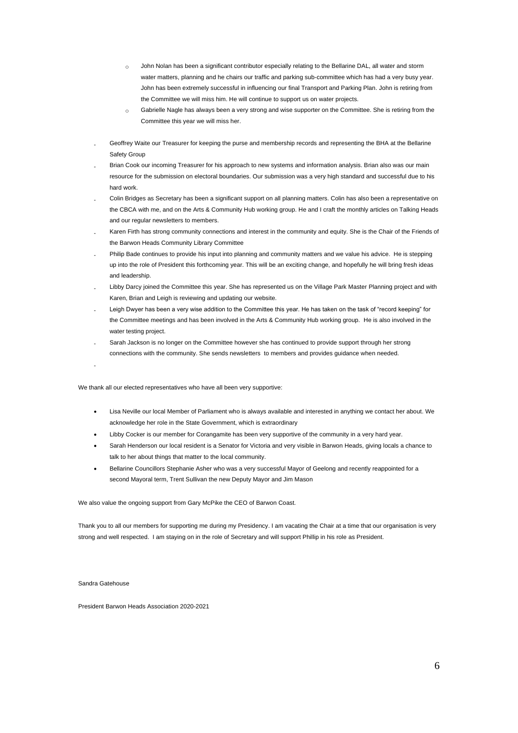- John Nolan has been a significant contributor especially relating to the Bellarine DAL, all water and storm water matters, planning and he chairs our traffic and parking sub-committee which has had a very busy year. John has been extremely successful in influencing our final Transport and Parking Plan. John is retiring from the Committee we will miss him. He will continue to support us on water projects.
  - Gabrielle Nagle has always been a very strong and wise supporter on the Committee. She is retiring from the Committee this year we will miss her.

- Geoffrey Waite our Treasurer for keeping the purse and membership records and representing the BHA at the Bellarine Safety Group
- Brian Cook our incoming Treasurer for his approach to new systems and information analysis. Brian also was our main resource for the submission on electoral boundaries. Our submission was a very high standard and successful due to his hard work.
- Colin Bridges as Secretary has been a significant support on all planning matters. Colin has also been a representative on the CBCA with me, and on the Arts & Community Hub working group. He and I craft the monthly articles on Talking Heads and our regular newsletters to members.
- Karen Firth has strong community connections and interest in the community and equity. She is the Chair of the Friends of the Barwon Heads Community Library Committee
- Philip Bade continues to provide his input into planning and community matters and we value his advice. He is stepping up into the role of President this forthcoming year. This will be an exciting change, and hopefully he will bring fresh ideas and leadership.
- Libby Darcy joined the Committee this year. She has represented us on the Village Park Master Planning project and with Karen, Brian and Leigh is reviewing and updating our website.
- Leigh Dwyer has been a very wise addition to the Committee this year. He has taken on the task of "record keeping" for the Committee meetings and has been involved in the Arts & Community Hub working group. He is also involved in the water testing project.
- Sarah Jackson is no longer on the Committee however she has continued to provide support through her strong connections with the community. She sends newsletters to members and provides guidance when needed.

We thank all our elected representatives who have all been very supportive:

- Lisa Neville our local Member of Parliament who is always available and interested in anything we contact her about. We acknowledge her role in the State Government, which is extraordinary
- Libby Cocker is our member for Corangamite has been very supportive of the community in a very hard year.
- Sarah Henderson our local resident is a Senator for Victoria and very visible in Barwon Heads, giving locals a chance to talk to her about things that matter to the local community.
- Bellarine Councillors Stephanie Asher who was a very successful Mayor of Geelong and recently reappointed for a second Mayoral term, Trent Sullivan the new Deputy Mayor and Jim Mason

We also value the ongoing support from Gary McPike the CEO of Barwon Coast.

Thank you to all our members for supporting me during my Presidency. I am vacating the Chair at a time that our organisation is very strong and well respected. I am staying on in the role of Secretary and will support Phillip in his role as President.

Sandra Gatehouse

President Barwon Heads Association 2020-2021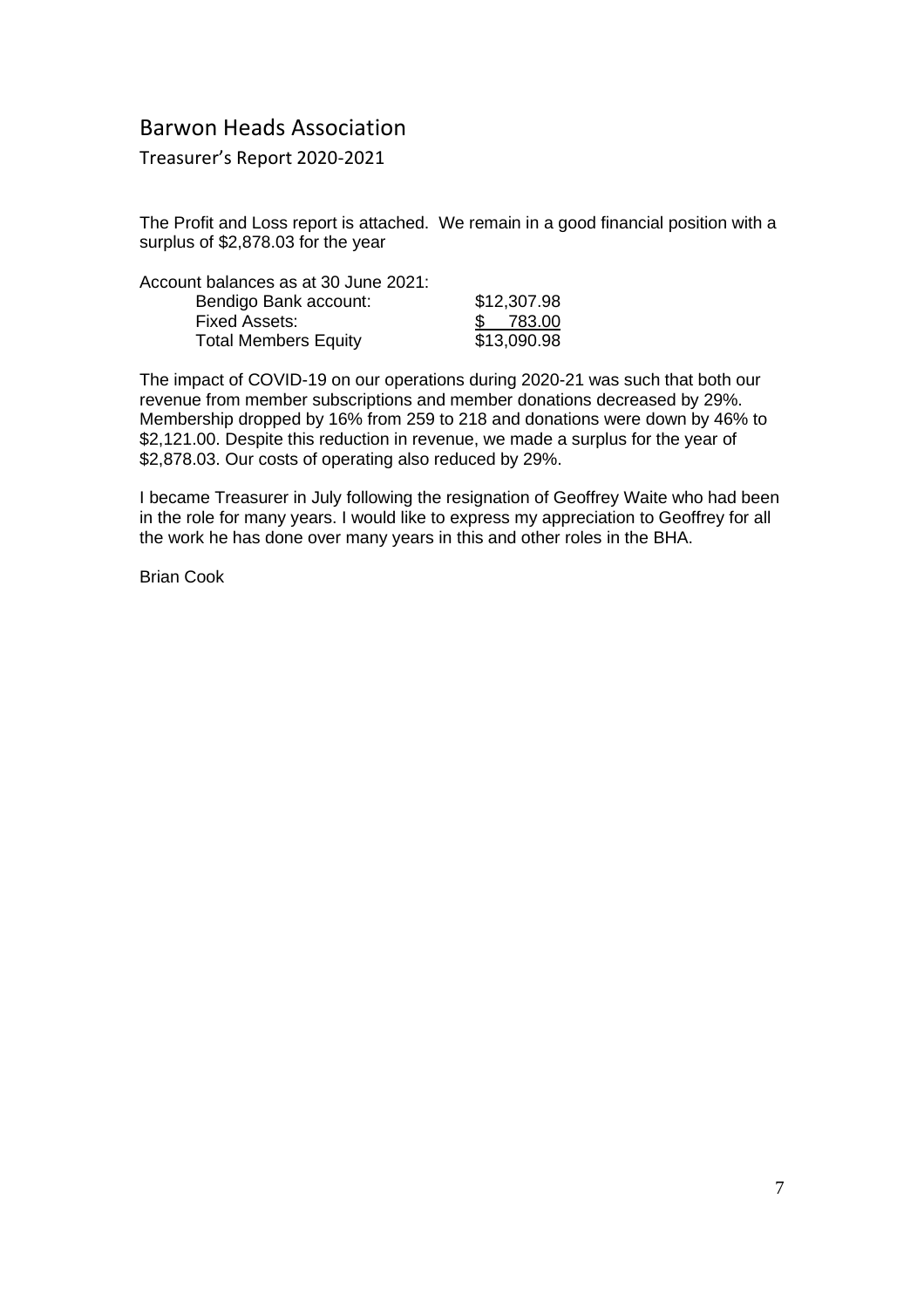# Barwon Heads Association

## Treasurer's Report 2020-2021

The Profit and Loss report is attached. We remain in a good financial position with a surplus of $2,878.03 for the year

Account balances as at 30 June 2021:

| | |
|---|---|
| Bendigo Bank account: | $12,307.98 |
| Fixed Assets: | $ 783.00 |
| Total Members Equity | $13,090.98 |

The impact of COVID-19 on our operations during 2020-21 was such that both our revenue from member subscriptions and member donations decreased by 29%. Membership dropped by 16% from 259 to 218 and donations were down by 46% to $2,121.00. Despite this reduction in revenue, we made a surplus for the year of $2,878.03. Our costs of operating also reduced by 29%.

I became Treasurer in July following the resignation of Geoffrey Waite who had been in the role for many years. I would like to express my appreciation to Geoffrey for all the work he has done over many years in this and other roles in the BHA.

Brian Cook